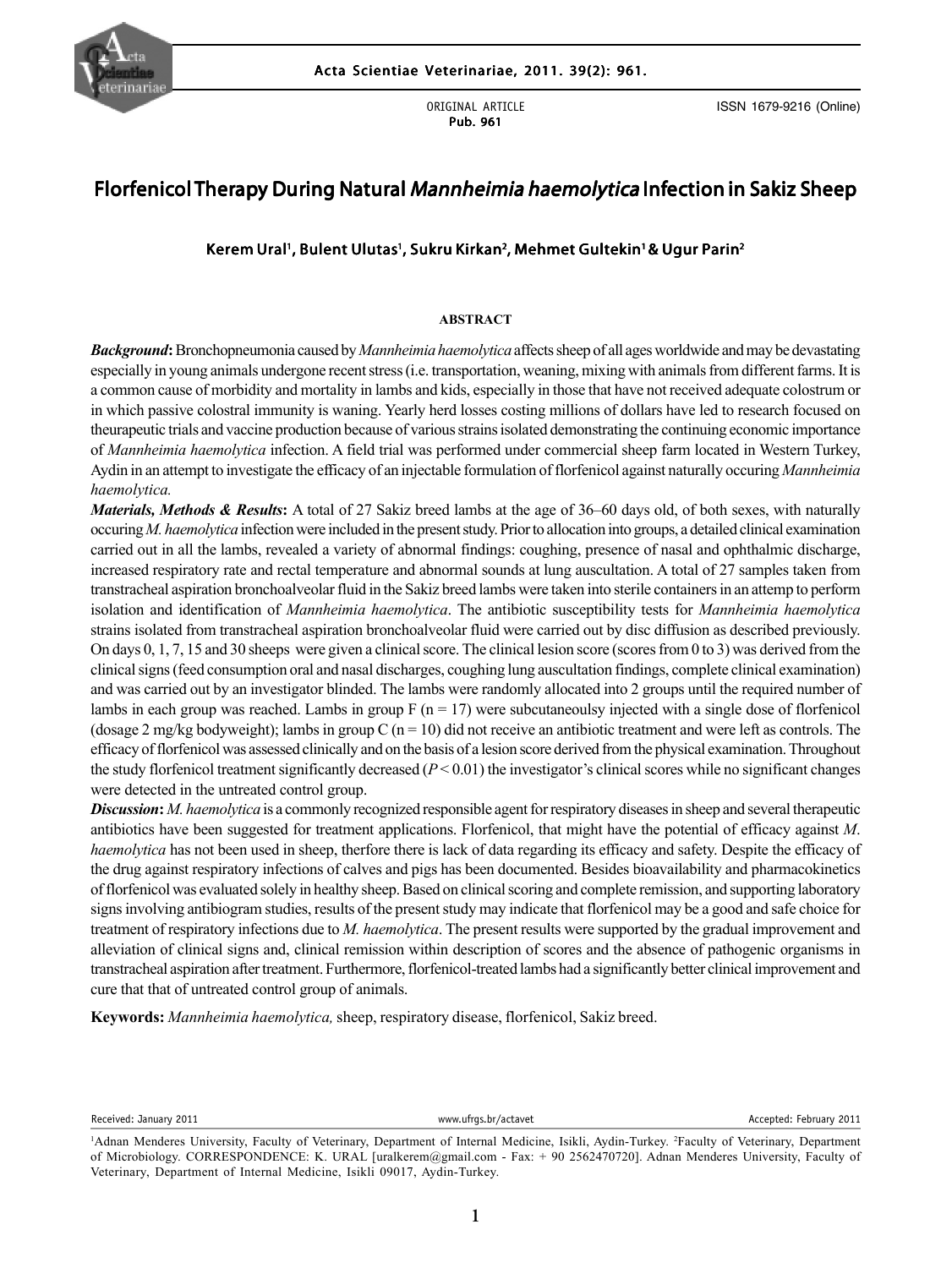ORIGINAL ARTICLE
Pub. 961

ISSN 1679-9216 (Online)

# Florfenicol Therapy During Natural *Mannheimia haemolytica* Infection in Sakiz Sheep

**Kerem Ural[1], Bulent Ulutas[1], Sukru Kirkan[2], Mehmet Gultekin[1] & Ugur Parin[2]**

## ABSTRACT

***Background*:** Bronchopneumonia caused by *Mannheimia haemolytica* affects sheep of all ages worldwide and may be devastating especially in young animals undergone recent stress (i.e. transportation, weaning, mixing with animals from different farms. It is a common cause of morbidity and mortality in lambs and kids, especially in those that have not received adequate colostrum or in which passive colostral immunity is waning. Yearly herd losses costing millions of dollars have led to research focused on theurapeutic trials and vaccine production because of various strains isolated demonstrating the continuing economic importance of *Mannheimia haemolytica* infection. A field trial was performed under commercial sheep farm located in Western Turkey, Aydin in an attempt to investigate the efficacy of an injectable formulation of florfenicol against naturally occuring *Mannheimia haemolytica.*

***Materials, Methods & Results*:** A total of 27 Sakiz breed lambs at the age of 36–60 days old, of both sexes, with naturally occuring *M. haemolytica* infection were included in the present study. Prior to allocation into groups, a detailed clinical examination carried out in all the lambs, revealed a variety of abnormal findings: coughing, presence of nasal and ophthalmic discharge, increased respiratory rate and rectal temperature and abnormal sounds at lung auscultation. A total of 27 samples taken from transtracheal aspiration bronchoalveolar fluid in the Sakiz breed lambs were taken into sterile containers in an attemp to perform isolation and identification of *Mannheimia haemolytica*. The antibiotic susceptibility tests for *Mannheimia haemolytica* strains isolated from transtracheal aspiration bronchoalveolar fluid were carried out by disc diffusion as described previously. On days 0, 1, 7, 15 and 30 sheeps were given a clinical score. The clinical lesion score (scores from 0 to 3) was derived from the clinical signs (feed consumption oral and nasal discharges, coughing lung auscultation findings, complete clinical examination) and was carried out by an investigator blinded. The lambs were randomly allocated into 2 groups until the required number of lambs in each group was reached. Lambs in group F (n = 17) were subcutaneoulsy injected with a single dose of florfenicol (dosage 2 mg/kg bodyweight); lambs in group C (n = 10) did not receive an antibiotic treatment and were left as controls. The efficacy of florfenicol was assessed clinically and on the basis of a lesion score derived from the physical examination. Throughout the study florfenicol treatment significantly decreased ($P < 0.01$) the investigator's clinical scores while no significant changes were detected in the untreated control group.

***Discussion*:** *M. haemolytica* is a commonly recognized responsible agent for respiratory diseases in sheep and several therapeutic antibiotics have been suggested for treatment applications. Florfenicol, that might have the potential of efficacy against *M. haemolytica* has not been used in sheep, therfore there is lack of data regarding its efficacy and safety. Despite the efficacy of the drug against respiratory infections of calves and pigs has been documented. Besides bioavailability and pharmacokinetics of florfenicol was evaluated solely in healthy sheep. Based on clinical scoring and complete remission, and supporting laboratory signs involving antibiogram studies, results of the present study may indicate that florfenicol may be a good and safe choice for treatment of respiratory infections due to *M. haemolytica*. The present results were supported by the gradual improvement and alleviation of clinical signs and, clinical remission within description of scores and the absence of pathogenic organisms in transtracheal aspiration after treatment. Furthermore, florfenicol-treated lambs had a significantly better clinical improvement and cure that that of untreated control group of animals.

**Keywords:** *Mannheimia haemolytica,* sheep, respiratory disease, florfenicol, Sakiz breed.

Received: January 2011 | www.ufrgs.br/actavet | Accepted: February 2011

[1]Adnan Menderes University, Faculty of Veterinary, Department of Internal Medicine, Isikli, Aydin-Turkey. [2]Faculty of Veterinary, Department of Microbiology. CORRESPONDENCE: K. URAL [uralkerem@gmail.com - Fax: + 90 2562470720]. Adnan Menderes University, Faculty of Veterinary, Department of Internal Medicine, Isikli 09017, Aydin-Turkey.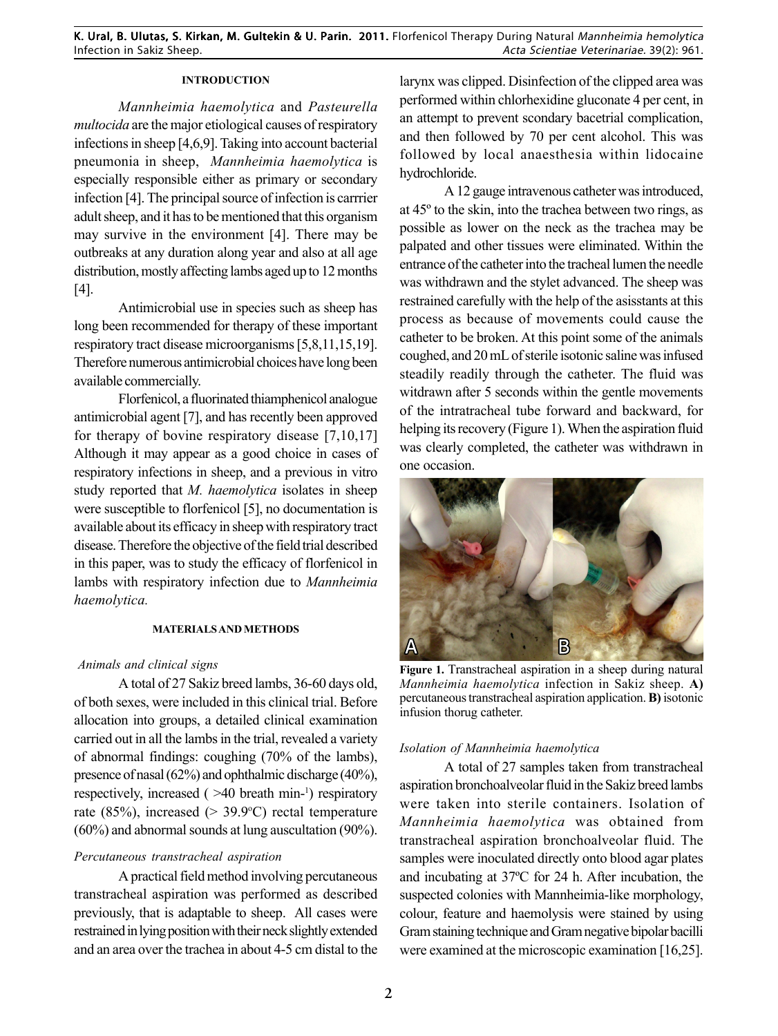## INTRODUCTION

*Mannheimia haemolytica* and *Pasteurella multocida* are the major etiological causes of respiratory infections in sheep [4,6,9]. Taking into account bacterial pneumonia in sheep, *Mannheimia haemolytica* is especially responsible either as primary or secondary infection [4]. The principal source of infection is carrrier adult sheep, and it has to be mentioned that this organism may survive in the environment [4]. There may be outbreaks at any duration along year and also at all age distribution, mostly affecting lambs aged up to 12 months [4].

Antimicrobial use in species such as sheep has long been recommended for therapy of these important respiratory tract disease microorganisms [5,8,11,15,19]. Therefore numerous antimicrobial choices have long been available commercially.

Florfenicol, a fluorinated thiamphenicol analogue antimicrobial agent [7], and has recently been approved for therapy of bovine respiratory disease [7,10,17] Although it may appear as a good choice in cases of respiratory infections in sheep, and a previous in vitro study reported that *M. haemolytica* isolates in sheep were susceptible to florfenicol [5], no documentation is available about its efficacy in sheep with respiratory tract disease. Therefore the objective of the field trial described in this paper, was to study the efficacy of florfenicol in lambs with respiratory infection due to *Mannheimia haemolytica.*

## MATERIALS AND METHODS

### *Animals and clinical signs*

A total of 27 Sakiz breed lambs, 36-60 days old, of both sexes, were included in this clinical trial. Before allocation into groups, a detailed clinical examination carried out in all the lambs in the trial, revealed a variety of abnormal findings: coughing (70% of the lambs), presence of nasal (62%) and ophthalmic discharge (40%), respectively, increased ( >40 breath min-[1]) respiratory rate (85%), increased (> 39.9ºC) rectal temperature (60%) and abnormal sounds at lung auscultation (90%).

### *Percutaneous transtracheal aspiration*

A practical field method involving percutaneous transtracheal aspiration was performed as described previously, that is adaptable to sheep. All cases were restrained in lying position with their neck slightly extended and an area over the trachea in about 4-5 cm distal to the larynx was clipped. Disinfection of the clipped area was performed within chlorhexidine gluconate 4 per cent, in an attempt to prevent scondary bacetrial complication, and then followed by 70 per cent alcohol. This was followed by local anaesthesia within lidocaine hydrochloride.

A 12 gauge intravenous catheter was introduced, at 45º to the skin, into the trachea between two rings, as possible as lower on the neck as the trachea may be palpated and other tissues were eliminated. Within the entrance of the catheter into the tracheal lumen the needle was withdrawn and the stylet advanced. The sheep was restrained carefully with the help of the asisstants at this process as because of movements could cause the catheter to be broken. At this point some of the animals coughed, and 20 mL of sterile isotonic saline was infused steadily readily through the catheter. The fluid was witdrawn after 5 seconds within the gentle movements of the intratracheal tube forward and backward, for helping its recovery (Figure 1). When the aspiration fluid was clearly completed, the catheter was withdrawn in one occasion.

**Figure 1.** Transtracheal aspiration in a sheep during natural *Mannheimia haemolytica* infection in Sakiz sheep. **A)** percutaneous transtracheal aspiration application. **B)** isotonic infusion thorug catheter.

### *Isolation of Mannheimia haemolytica*

A total of 27 samples taken from transtracheal aspiration bronchoalveolar fluid in the Sakiz breed lambs were taken into sterile containers. Isolation of *Mannheimia haemolytica* was obtained from transtracheal aspiration bronchoalveolar fluid. The samples were inoculated directly onto blood agar plates and incubating at 37ºC for 24 h. After incubation, the suspected colonies with Mannheimia-like morphology, colour, feature and haemolysis were stained by using Gram staining technique and Gram negative bipolar bacilli were examined at the microscopic examination [16,25].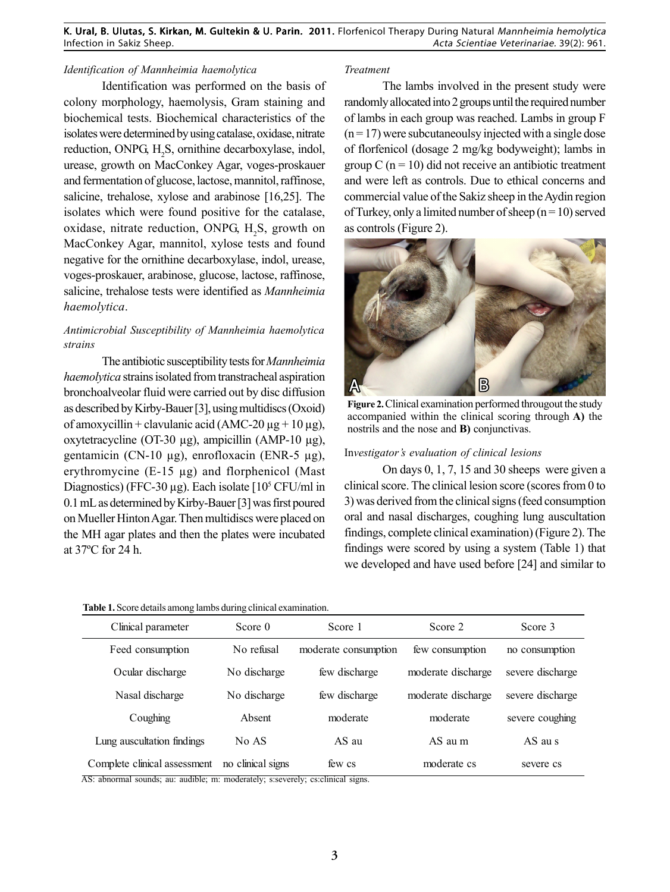### *Identification of Mannheimia haemolytica*

Identification was performed on the basis of colony morphology, haemolysis, Gram staining and biochemical tests. Biochemical characteristics of the isolates were determined by using catalase, oxidase, nitrate reduction, ONPG, $H_2S$, ornithine decarboxylase, indol, urease, growth on MacConkey Agar, voges-proskauer and fermentation of glucose, lactose, mannitol, raffinose, salicine, trehalose, xylose and arabinose [16,25]. The isolates which were found positive for the catalase, oxidase, nitrate reduction, ONPG, $H_2S$, growth on MacConkey Agar, mannitol, xylose tests and found negative for the ornithine decarboxylase, indol, urease, voges-proskauer, arabinose, glucose, lactose, raffinose, salicine, trehalose tests were identified as *Mannheimia haemolytica*.

### *Antimicrobial Susceptibility of Mannheimia haemolytica strains*

The antibiotic susceptibility tests for *Mannheimia haemolytica* strains isolated from transtracheal aspiration bronchoalveolar fluid were carried out by disc diffusion as described by Kirby-Bauer [3], using multidiscs (Oxoid) of amoxycillin + clavulanic acid (AMC-20 µg + 10 µg), oxytetracycline (OT-30 µg), ampicillin (AMP-10 µg), gentamicin (CN-10 µg), enrofloxacin (ENR-5 µg), erythromycine (E-15 µg) and florphenicol (Mast Diagnostics) (FFC-30 µg). Each isolate [$10^5$ CFU/ml in 0.1 mL as determined by Kirby-Bauer [3] was first poured on Mueller Hinton Agar. Then multidiscs were placed on the MH agar plates and then the plates were incubated at 37ºC for 24 h.

### *Treatment*

The lambs involved in the present study were randomly allocated into 2 groups until the required number of lambs in each group was reached. Lambs in group F (n = 17) were subcutaneoulsy injected with a single dose of florfenicol (dosage 2 mg/kg bodyweight); lambs in group C (n = 10) did not receive an antibiotic treatment and were left as controls. Due to ethical concerns and commercial value of the Sakiz sheep in the Aydin region of Turkey, only a limited number of sheep (n = 10) served as controls (Figure 2).

**Figure 2.** Clinical examination performed througout the study accompanied within the clinical scoring through **A)** the nostrils and the nose and **B)** conjunctivas.

### In*vestigator's evaluation of clinical lesions*

On days 0, 1, 7, 15 and 30 sheeps were given a clinical score. The clinical lesion score (scores from 0 to 3) was derived from the clinical signs (feed consumption oral and nasal discharges, coughing lung auscultation findings, complete clinical examination) (Figure 2). The findings were scored by using a system (Table 1) that we developed and have used before [24] and similar to

**Table 1.** Score details among lambs during clinical examination.

| Clinical parameter | Score 0 | Score 1 | Score 2 | Score 3 |
|---|---|---|---|---|
| Feed consumption | No refusal | moderate consumption | few consumption | no consumption |
| Ocular discharge | No discharge | few discharge | moderate discharge | severe discharge |
| Nasal discharge | No discharge | few discharge | moderate discharge | severe discharge |
| Coughing | Absent | moderate | moderate | severe coughing |
| Lung auscultation findings | No AS | AS au | AS au m | AS au s |
| Complete clinical assessment | no clinical signs | few cs | moderate cs | severe cs |

AS: abnormal sounds; au: audible; m: moderately; s:severely; cs:clinical signs.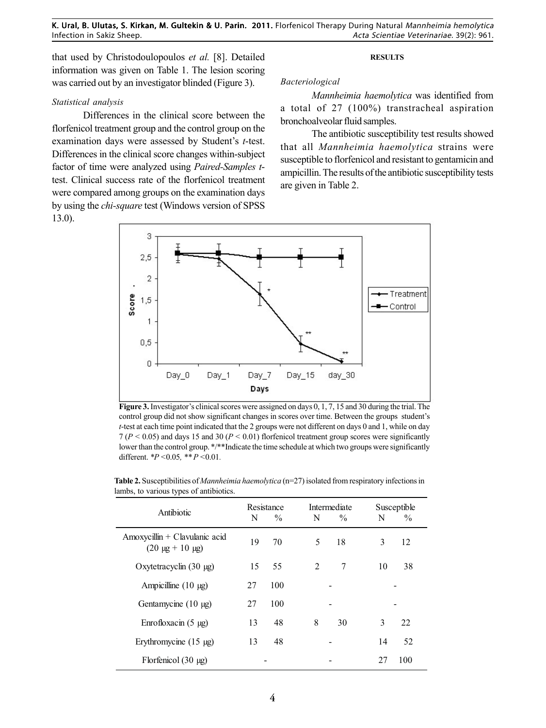that used by Christodoulopoulos *et al.* [8]. Detailed information was given on Table 1. The lesion scoring was carried out by an investigator blinded (Figure 3).

*Statistical analysis*

Differences in the clinical score between the florfenicol treatment group and the control group on the examination days were assessed by Student's *t*-test. Differences in the clinical score changes within-subject factor of time were analyzed using *Paired-Samples t*-test. Clinical success rate of the florfenicol treatment were compared among groups on the examination days by using the *chi-square* test (Windows version of SPSS 13.0).

## RESULTS

*Bacteriological*

*Mannheimia haemolytica* was identified from a total of 27 (100%) transtracheal aspiration bronchoalveolar fluid samples.

The antibiotic susceptibility test results showed that all *Mannheimia haemolytica* strains were susceptible to florfenicol and resistant to gentamicin and ampicillin. The results of the antibiotic susceptibility tests are given in Table 2.

**Figure 3.** Investigator's clinical scores were assigned on days 0, 1, 7, 15 and 30 during the trial. The control group did not show significant changes in scores over time. Between the groups student's *t*-test at each time point indicated that the 2 groups were not different on days 0 and 1, while on day 7 ($P < 0.05$) and days 15 and 30 ($P < 0.01$) florfenicol treatment group scores were significantly lower than the control group. */**Indicate the time schedule at which two groups were significantly different. *$P$ <0.05, ** $P$ <0.01.

**Table 2.** Susceptibilities of *Mannheimia haemolytica* (n=27) isolated from respiratory infections in lambs, to various types of antibiotics.

| Antibiotic | Resistance | | Intermediate | | Susceptible | |
|---|---|---|---|---|---|---|
| | N | % | N | % | N | % |
| Amoxycillin + Clavulanic acid (20 µg + 10 µg) | 19 | 70 | 5 | 18 | 3 | 12 |
| Oxytetracyclin (30 µg) | 15 | 55 | 2 | 7 | 10 | 38 |
| Ampicilline (10 µg) | 27 | 100 | - | | - | |
| Gentamycine (10 µg) | 27 | 100 | - | | - | |
| Enrofloxacin (5 µg) | 13 | 48 | 8 | 30 | 3 | 22 |
| Erythromycine (15 µg) | 13 | 48 | - | | 14 | 52 |
| Florfenicol (30 µg) | - | | - | | 27 | 100 |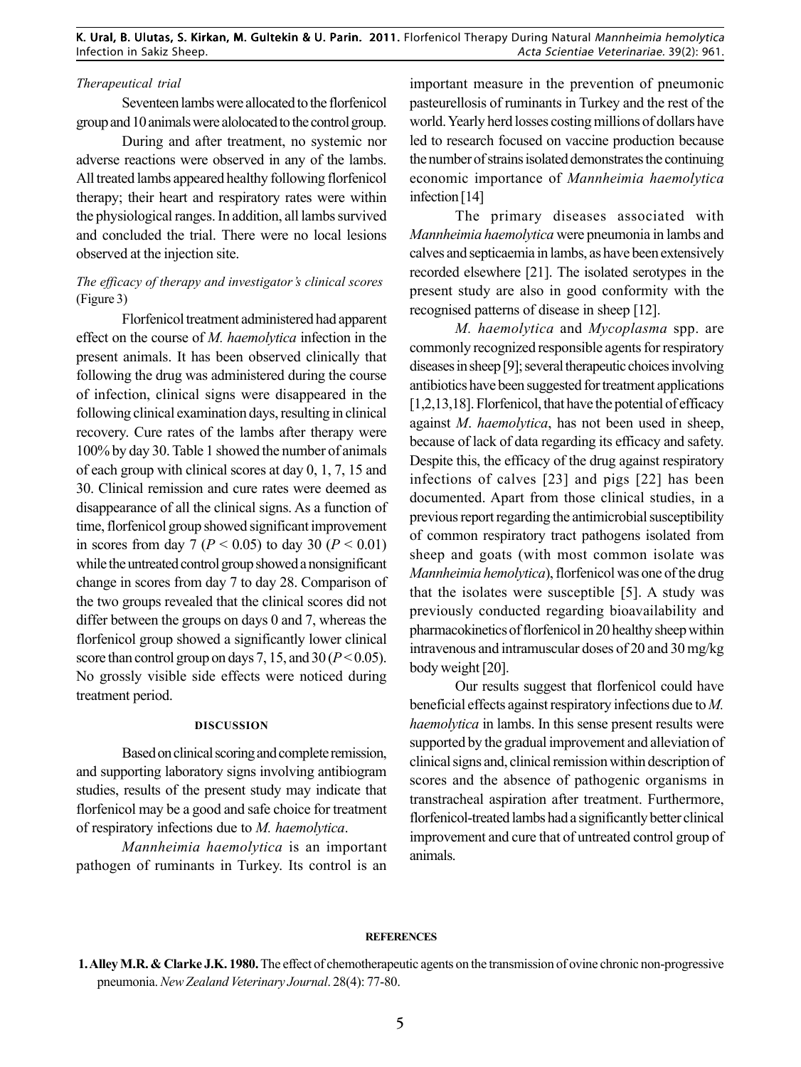*Therapeutical trial*

Seventeen lambs were allocated to the florfenicol group and 10 animals were alolocated to the control group.

During and after treatment, no systemic nor adverse reactions were observed in any of the lambs. All treated lambs appeared healthy following florfenicol therapy; their heart and respiratory rates were within the physiological ranges. In addition, all lambs survived and concluded the trial. There were no local lesions observed at the injection site.

*The efficacy of therapy and investigator's clinical scores* (Figure 3)

Florfenicol treatment administered had apparent effect on the course of *M. haemolytica* infection in the present animals. It has been observed clinically that following the drug was administered during the course of infection, clinical signs were disappeared in the following clinical examination days, resulting in clinical recovery. Cure rates of the lambs after therapy were 100% by day 30. Table 1 showed the number of animals of each group with clinical scores at day 0, 1, 7, 15 and 30. Clinical remission and cure rates were deemed as disappearance of all the clinical signs. As a function of time, florfenicol group showed significant improvement in scores from day 7 ($P < 0.05$) to day 30 ($P < 0.01$) while the untreated control group showed a nonsignificant change in scores from day 7 to day 28. Comparison of the two groups revealed that the clinical scores did not differ between the groups on days 0 and 7, whereas the florfenicol group showed a significantly lower clinical score than control group on days 7, 15, and 30 ($P < 0.05$). No grossly visible side effects were noticed during treatment period.

## DISCUSSION

Based on clinical scoring and complete remission, and supporting laboratory signs involving antibiogram studies, results of the present study may indicate that florfenicol may be a good and safe choice for treatment of respiratory infections due to *M. haemolytica*.

*Mannheimia haemolytica* is an important pathogen of ruminants in Turkey. Its control is an important measure in the prevention of pneumonic pasteurellosis of ruminants in Turkey and the rest of the world. Yearly herd losses costing millions of dollars have led to research focused on vaccine production because the number of strains isolated demonstrates the continuing economic importance of *Mannheimia haemolytica* infection [14]

The primary diseases associated with *Mannheimia haemolytica* were pneumonia in lambs and calves and septicaemia in lambs, as have been extensively recorded elsewhere [21]. The isolated serotypes in the present study are also in good conformity with the recognised patterns of disease in sheep [12].

*M. haemolytica* and *Mycoplasma* spp. are commonly recognized responsible agents for respiratory diseases in sheep [9]; several therapeutic choices involving antibiotics have been suggested for treatment applications [1,2,13,18]. Florfenicol, that have the potential of efficacy against *M. haemolytica*, has not been used in sheep, because of lack of data regarding its efficacy and safety. Despite this, the efficacy of the drug against respiratory infections of calves [23] and pigs [22] has been documented. Apart from those clinical studies, in a previous report regarding the antimicrobial susceptibility of common respiratory tract pathogens isolated from sheep and goats (with most common isolate was *Mannheimia hemolytica*), florfenicol was one of the drug that the isolates were susceptible [5]. A study was previously conducted regarding bioavailability and pharmacokinetics of florfenicol in 20 healthy sheep within intravenous and intramuscular doses of 20 and 30 mg/kg body weight [20].

Our results suggest that florfenicol could have beneficial effects against respiratory infections due to *M. haemolytica* in lambs. In this sense present results were supported by the gradual improvement and alleviation of clinical signs and, clinical remission within description of scores and the absence of pathogenic organisms in transtracheal aspiration after treatment. Furthermore, florfenicol-treated lambs had a significantly better clinical improvement and cure that of untreated control group of animals.

## REFERENCES

**1. Alley M.R. & Clarke J.K. 1980.** The effect of chemotherapeutic agents on the transmission of ovine chronic non-progressive pneumonia. *New Zealand Veterinary Journal*. 28(4): 77-80.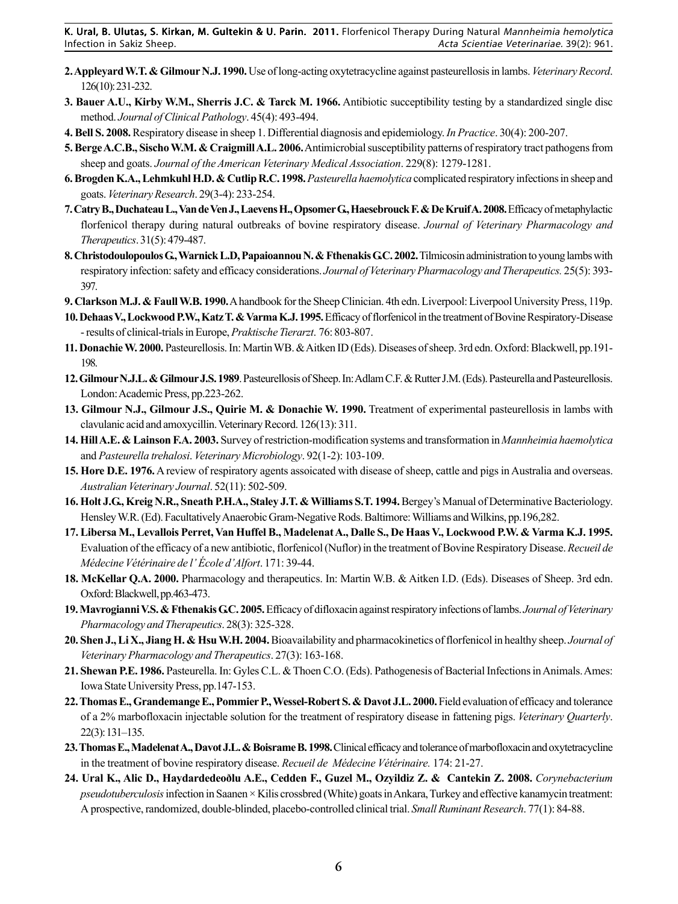**2. Appleyard W.T. & Gilmour N.J. 1990.** Use of long-acting oxytetracycline against pasteurellosis in lambs. *Veterinary Record*. 126(10): 231-232.

**3. Bauer A.U., Kirby W.M., Sherris J.C. & Tarck M. 1966.** Antibiotic succeptibility testing by a standardized single disc method. *Journal of Clinical Pathology*. 45(4): 493-494.

**4. Bell S. 2008.** Respiratory disease in sheep 1. Differential diagnosis and epidemiology. *In Practice*. 30(4): 200-207.

**5. Berge A.C.B., Sischo W.M. & Craigmill A.L. 2006.** Antimicrobial susceptibility patterns of respiratory tract pathogens from sheep and goats. *Journal of the American Veterinary Medical Association*. 229(8): 1279-1281.

**6. Brogden K.A., Lehmkuhl H.D. & Cutlip R.C. 1998.** *Pasteurella haemolytica* complicated respiratory infections in sheep and goats. *Veterinary Research*. 29(3-4): 233-254.

**7. Catry B., Duchateau L., Van de Ven J., Laevens H., Opsomer G., Haesebrouck F. & De Kruif A. 2008.** Efficacy of metaphylactic florfenicol therapy during natural outbreaks of bovine respiratory disease. *Journal of Veterinary Pharmacology and Therapeutics*. 31(5): 479-487.

**8. Christodoulopoulos G., Warnick L.D, Papaioannou N. & Fthenakis G.C. 2002.** Tilmicosin administration to young lambs with respiratory infection: safety and efficacy considerations. *Journal of Veterinary Pharmacology and Therapeutics.* 25(5): 393-397.

**9. Clarkson M.J. & Faull W.B. 1990.** A handbook for the Sheep Clinician. 4th edn. Liverpool: Liverpool University Press, 119p.

**10. Dehaas V., Lockwood P.W., Katz T. & Varma K.J. 1995.** Efficacy of florfenicol in the treatment of Bovine Respiratory-Disease - results of clinical-trials in Europe, *Praktische Tierarzt*. 76: 803-807.

**11. Donachie W. 2000.** Pasteurellosis. In: Martin WB. & Aitken ID (Eds). Diseases of sheep. 3rd edn. Oxford: Blackwell, pp.191-198.

**12. Gilmour N.J.L. & Gilmour J.S. 1989**. Pasteurellosis of Sheep. In: Adlam C.F. & Rutter J.M. (Eds). Pasteurella and Pasteurellosis. London: Academic Press, pp.223-262.

**13. Gilmour N.J., Gilmour J.S., Quirie M. & Donachie W. 1990.** Treatment of experimental pasteurellosis in lambs with clavulanic acid and amoxycillin. Veterinary Record. 126(13): 311.

**14. Hill A.E. & Lainson F.A. 2003.** Survey of restriction-modification systems and transformation in *Mannheimia haemolytica* and *Pasteurella trehalosi*. *Veterinary Microbiology*. 92(1-2): 103-109.

**15. Hore D.E. 1976.** A review of respiratory agents assoicated with disease of sheep, cattle and pigs in Australia and overseas. *Australian Veterinary Journal*. 52(11): 502-509.

**16. Holt J.G., Kreig N.R., Sneath P.H.A., Staley J.T. & Williams S.T. 1994.** Bergey's Manual of Determinative Bacteriology. Hensley W.R. (Ed). Facultatively Anaerobic Gram-Negative Rods. Baltimore: Williams and Wilkins, pp.196,282.

**17. Libersa M., Levallois Perret, Van Huffel B., Madelenat A., Dalle S., De Haas V., Lockwood P.W. & Varma K.J. 1995.** Evaluation of the efficacy of a new antibiotic, florfenicol (Nuflor) in the treatment of Bovine Respiratory Disease. *Recueil de Médecine Vétérinaire de l' École d'Alfort*. 171: 39-44.

**18. McKellar Q.A. 2000.** Pharmacology and therapeutics. In: Martin W.B. & Aitken I.D. (Eds). Diseases of Sheep. 3rd edn. Oxford: Blackwell, pp.463-473.

**19. Mavrogianni V.S. & Fthenakis G.C. 2005.** Efficacy of difloxacin against respiratory infections of lambs. *Journal of Veterinary Pharmacology and Therapeutics*. 28(3): 325-328.

**20. Shen J., Li X., Jiang H. & Hsu W.H. 2004.** Bioavailability and pharmacokinetics of florfenicol in healthy sheep. *Journal of Veterinary Pharmacology and Therapeutics*. 27(3): 163-168.

**21. Shewan P.E. 1986.** Pasteurella. In: Gyles C.L. & Thoen C.O. (Eds). Pathogenesis of Bacterial Infections in Animals. Ames: Iowa State University Press, pp.147-153.

**22. Thomas E., Grandemange E., Pommier P., Wessel-Robert S. & Davot J.L. 2000.** Field evaluation of efficacy and tolerance of a 2% marbofloxacin injectable solution for the treatment of respiratory disease in fattening pigs. *Veterinary Quarterly*. 22(3): 131–135.

**23. Thomas E., Madelenat A., Davot J.L. & Boisrame B. 1998.** Clinical efficacy and tolerance of marbofloxacin and oxytetracycline in the treatment of bovine respiratory disease. *Recueil de Médecine Vétérinaire.* 174: 21-27.

**24. Ural K., Alic D., Haydardedeoðlu A.E., Cedden F., Guzel M., Ozyildiz Z. & Cantekin Z. 2008.** *Corynebacterium pseudotuberculosis* infection in Saanen × Kilis crossbred (White) goats in Ankara, Turkey and effective kanamycin treatment: A prospective, randomized, double-blinded, placebo-controlled clinical trial. *Small Ruminant Research*. 77(1): 84-88.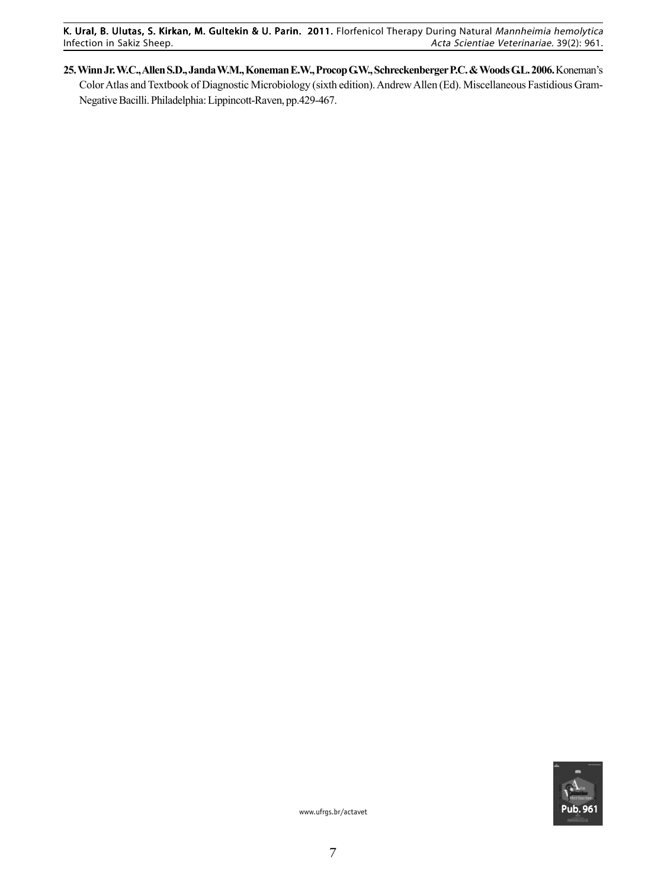**25. Winn Jr. W.C., Allen S.D., Janda W.M., Koneman E.W., Procop G.W., Schreckenberger P.C. & Woods G.L. 2006.** Koneman's Color Atlas and Textbook of Diagnostic Microbiology (sixth edition). Andrew Allen (Ed). Miscellaneous Fastidious Gram-Negative Bacilli. Philadelphia: Lippincott-Raven, pp.429-467.